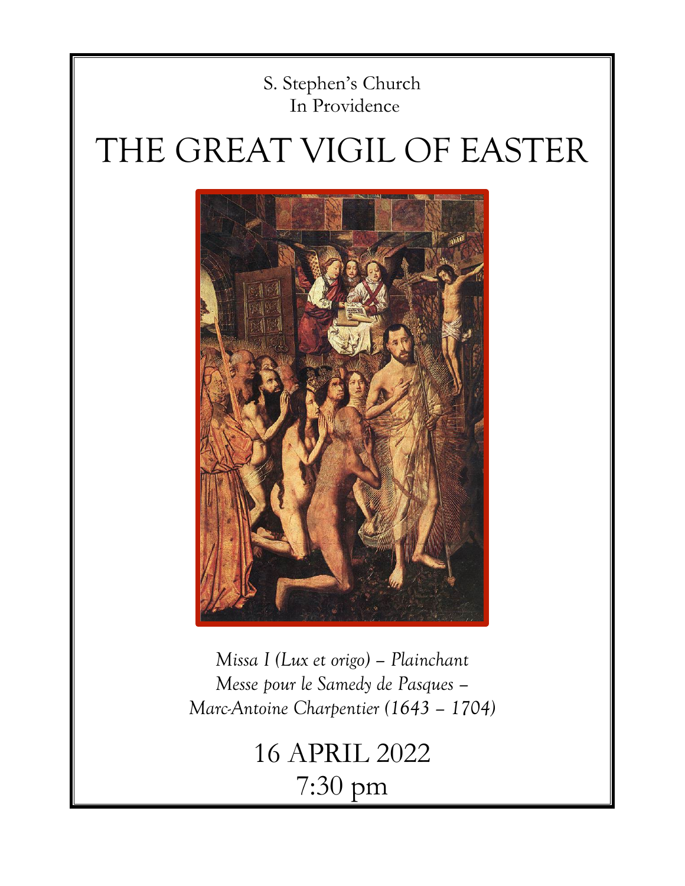S. Stephen's Church
In Providence

# THE GREAT VIGIL OF EASTER

*Missa I (Lux et origo) – Plainchant*
*Messe pour le Samedy de Pasques –*
*Marc-Antoine Charpentier (1643 – 1704)*

16 APRIL 2022
7:30 pm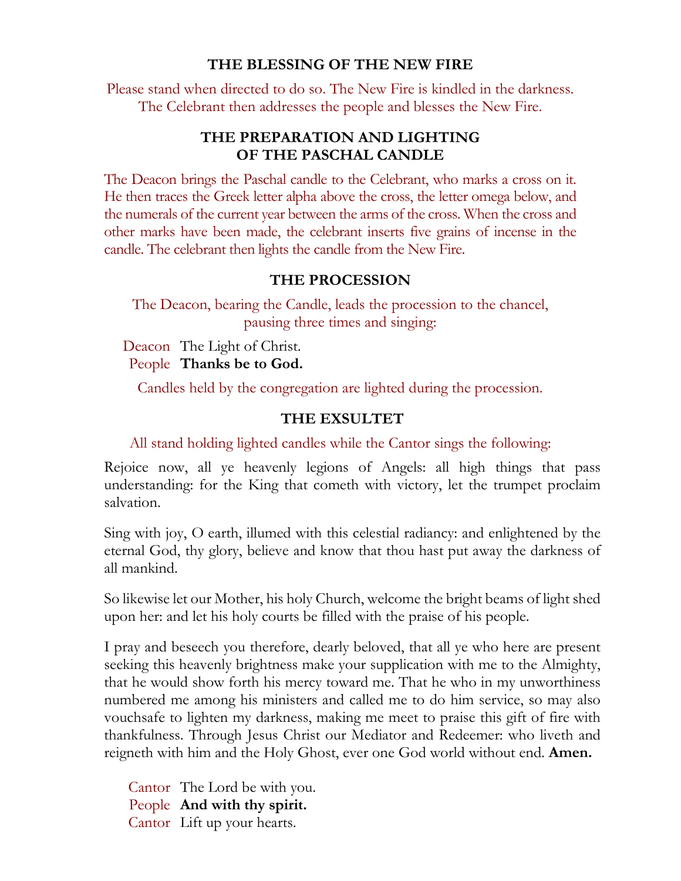### THE BLESSING OF THE NEW FIRE

*Please stand when directed to do so. The New Fire is kindled in the darkness. The Celebrant then addresses the people and blesses the New Fire.*

### THE PREPARATION AND LIGHTING OF THE PASCHAL CANDLE

*The Deacon brings the Paschal candle to the Celebrant, who marks a cross on it. He then traces the Greek letter alpha above the cross, the letter omega below, and the numerals of the current year between the arms of the cross. When the cross and other marks have been made, the celebrant inserts five grains of incense in the candle. The celebrant then lights the candle from the New Fire.*

### THE PROCESSION

*The Deacon, bearing the Candle, leads the procession to the chancel, pausing three times and singing:*

*Deacon* The Light of Christ.
*People* **Thanks be to God.**

*Candles held by the congregation are lighted during the procession.*

### THE EXSULTET

*All stand holding lighted candles while the Cantor sings the following:*

Rejoice now, all ye heavenly legions of Angels: all high things that pass understanding: for the King that cometh with victory, let the trumpet proclaim salvation.

Sing with joy, O earth, illumed with this celestial radiancy: and enlightened by the eternal God, thy glory, believe and know that thou hast put away the darkness of all mankind.

So likewise let our Mother, his holy Church, welcome the bright beams of light shed upon her: and let his holy courts be filled with the praise of his people.

I pray and beseech you therefore, dearly beloved, that all ye who here are present seeking this heavenly brightness make your supplication with me to the Almighty, that he would show forth his mercy toward me. That he who in my unworthiness numbered me among his ministers and called me to do him service, so may also vouchsafe to lighten my darkness, making me meet to praise this gift of fire with thankfulness. Through Jesus Christ our Mediator and Redeemer: who liveth and reigneth with him and the Holy Ghost, ever one God world without end. **Amen.**

*Cantor* The Lord be with you.
*People* **And with thy spirit.**
*Cantor* Lift up your hearts.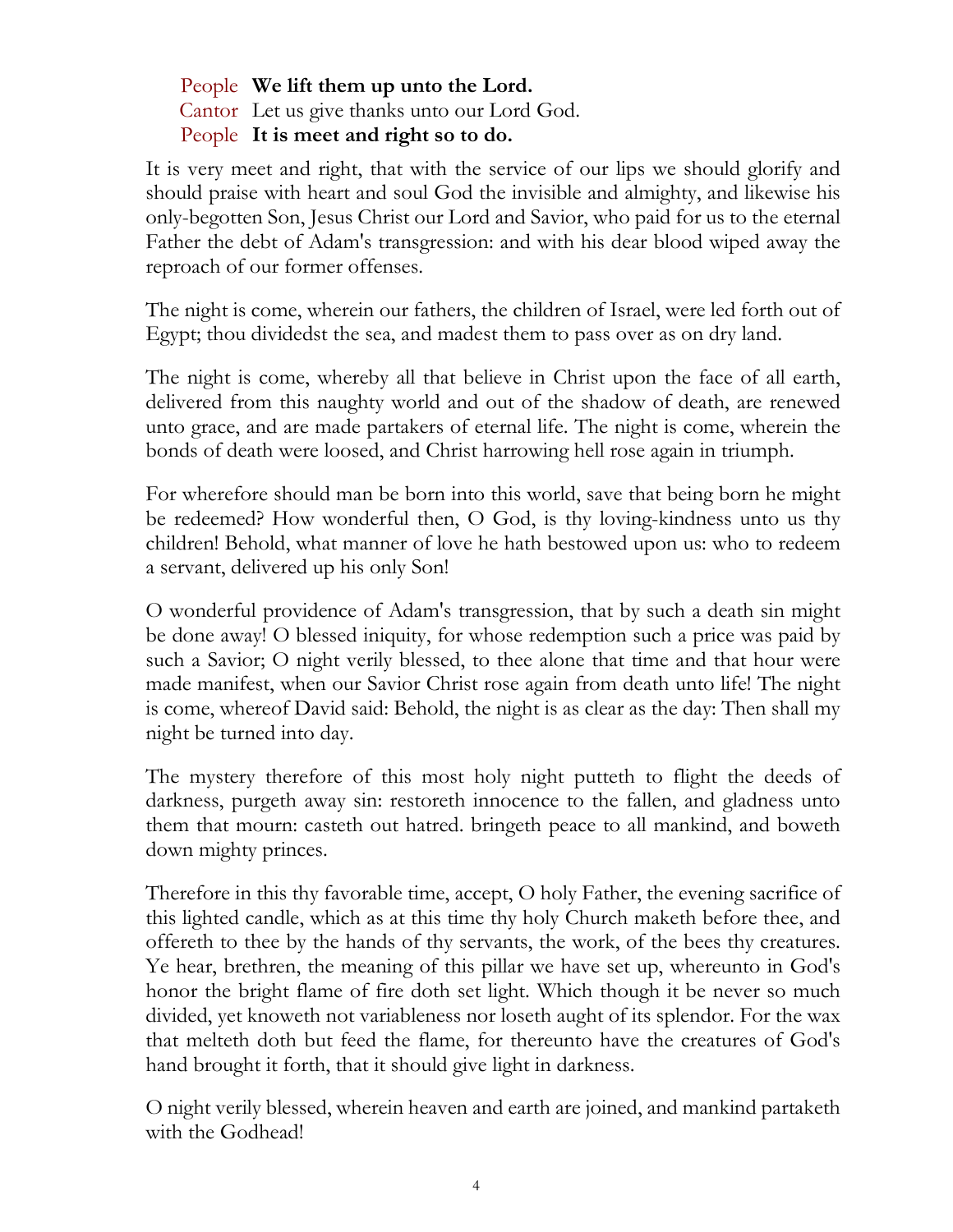People **We lift them up unto the Lord.**
Cantor Let us give thanks unto our Lord God.
People **It is meet and right so to do.**

It is very meet and right, that with the service of our lips we should glorify and should praise with heart and soul God the invisible and almighty, and likewise his only-begotten Son, Jesus Christ our Lord and Savior, who paid for us to the eternal Father the debt of Adam's transgression: and with his dear blood wiped away the reproach of our former offenses.

The night is come, wherein our fathers, the children of Israel, were led forth out of Egypt; thou dividedst the sea, and madest them to pass over as on dry land.

The night is come, whereby all that believe in Christ upon the face of all earth, delivered from this naughty world and out of the shadow of death, are renewed unto grace, and are made partakers of eternal life. The night is come, wherein the bonds of death were loosed, and Christ harrowing hell rose again in triumph.

For wherefore should man be born into this world, save that being born he might be redeemed? How wonderful then, O God, is thy loving-kindness unto us thy children! Behold, what manner of love he hath bestowed upon us: who to redeem a servant, delivered up his only Son!

O wonderful providence of Adam's transgression, that by such a death sin might be done away! O blessed iniquity, for whose redemption such a price was paid by such a Savior; O night verily blessed, to thee alone that time and that hour were made manifest, when our Savior Christ rose again from death unto life! The night is come, whereof David said: Behold, the night is as clear as the day: Then shall my night be turned into day.

The mystery therefore of this most holy night putteth to flight the deeds of darkness, purgeth away sin: restoreth innocence to the fallen, and gladness unto them that mourn: casteth out hatred. bringeth peace to all mankind, and boweth down mighty princes.

Therefore in this thy favorable time, accept, O holy Father, the evening sacrifice of this lighted candle, which as at this time thy holy Church maketh before thee, and offereth to thee by the hands of thy servants, the work, of the bees thy creatures. Ye hear, brethren, the meaning of this pillar we have set up, whereunto in God's honor the bright flame of fire doth set light. Which though it be never so much divided, yet knoweth not variableness nor loseth aught of its splendor. For the wax that melteth doth but feed the flame, for thereunto have the creatures of God's hand brought it forth, that it should give light in darkness.

O night verily blessed, wherein heaven and earth are joined, and mankind partaketh with the Godhead!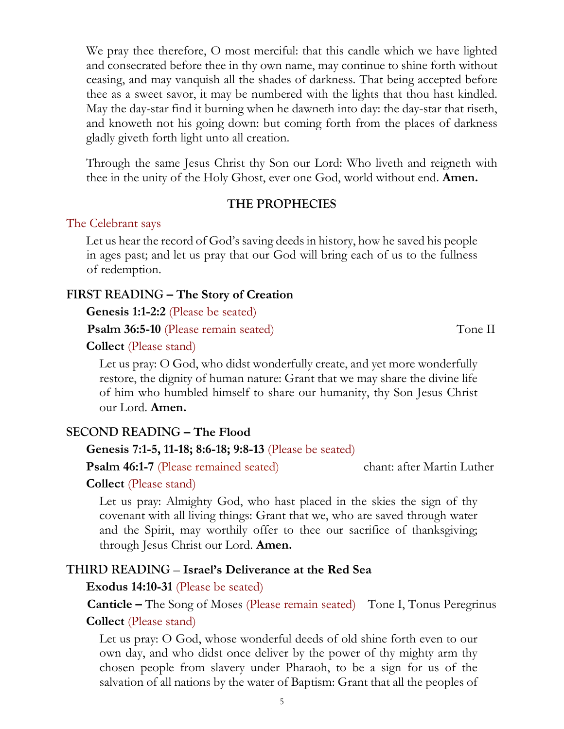We pray thee therefore, O most merciful: that this candle which we have lighted and consecrated before thee in thy own name, may continue to shine forth without ceasing, and may vanquish all the shades of darkness. That being accepted before thee as a sweet savor, it may be numbered with the lights that thou hast kindled. May the day-star find it burning when he dawneth into day: the day-star that riseth, and knoweth not his going down: but coming forth from the places of darkness gladly giveth forth light unto all creation.

Through the same Jesus Christ thy Son our Lord: Who liveth and reigneth with thee in the unity of the Holy Ghost, ever one God, world without end. **Amen.**

## THE PROPHECIES

The Celebrant says

Let us hear the record of God's saving deeds in history, how he saved his people in ages past; and let us pray that our God will bring each of us to the fullness of redemption.

### FIRST READING – The Story of Creation

**Genesis 1:1-2:2** (Please be seated)

**Psalm 36:5-10** (Please remain seated) — Tone II

**Collect** (Please stand)

Let us pray: O God, who didst wonderfully create, and yet more wonderfully restore, the dignity of human nature: Grant that we may share the divine life of him who humbled himself to share our humanity, thy Son Jesus Christ our Lord. **Amen.**

### SECOND READING – The Flood

**Genesis 7:1-5, 11-18; 8:6-18; 9:8-13** (Please be seated)

**Psalm 46:1-7** (Please remained seated) — chant: after Martin Luther

**Collect** (Please stand)

Let us pray: Almighty God, who hast placed in the skies the sign of thy covenant with all living things: Grant that we, who are saved through water and the Spirit, may worthily offer to thee our sacrifice of thanksgiving; through Jesus Christ our Lord. **Amen.**

### THIRD READING – Israel's Deliverance at the Red Sea

**Exodus 14:10-31** (Please be seated)

**Canticle –** The Song of Moses (Please remain seated) — Tone I, Tonus Peregrinus

**Collect** (Please stand)

Let us pray: O God, whose wonderful deeds of old shine forth even to our own day, and who didst once deliver by the power of thy mighty arm thy chosen people from slavery under Pharaoh, to be a sign for us of the salvation of all nations by the water of Baptism: Grant that all the peoples of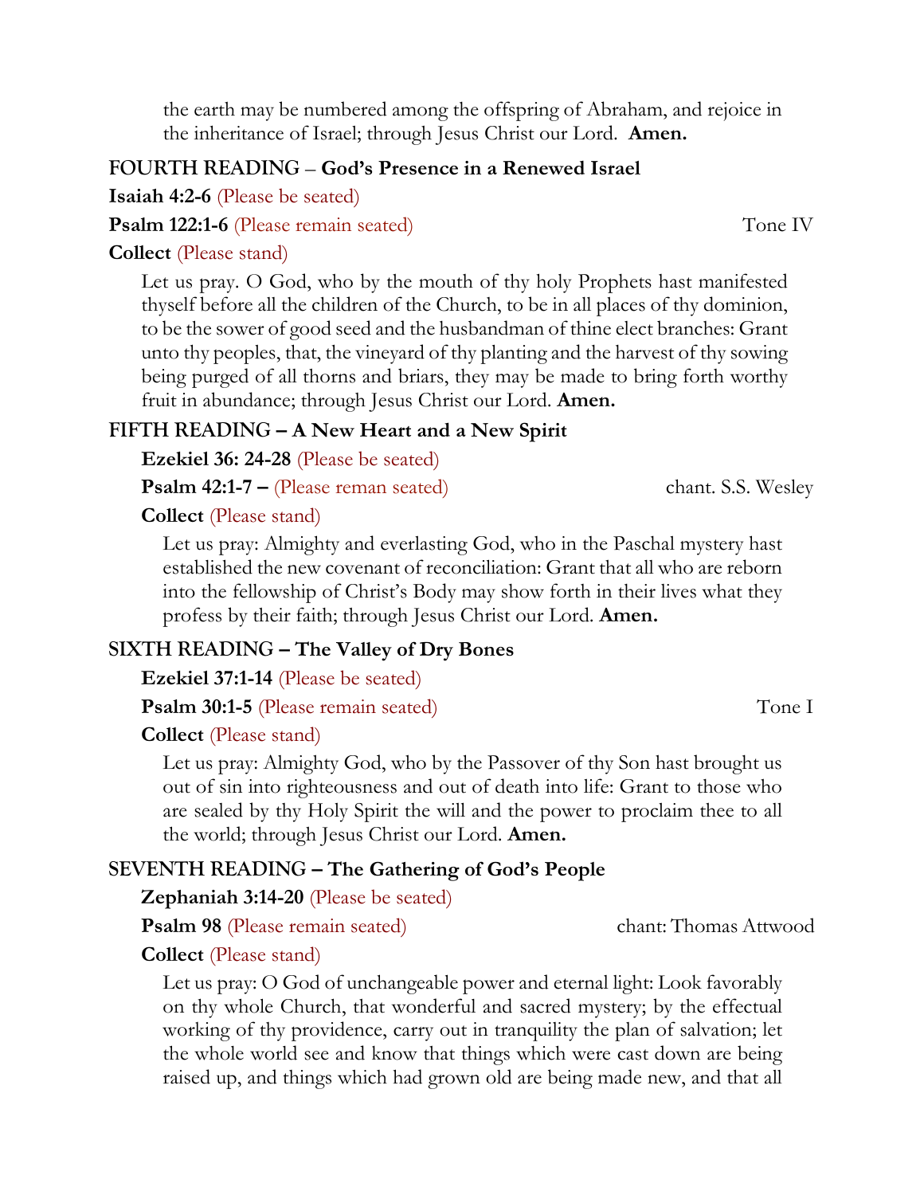the earth may be numbered among the offspring of Abraham, and rejoice in the inheritance of Israel; through Jesus Christ our Lord. **Amen.**

### FOURTH READING – **God's Presence in a Renewed Israel**

**Isaiah 4:2-6** (Please be seated)

**Psalm 122:1-6** (Please remain seated) Tone IV

**Collect** (Please stand)

Let us pray. O God, who by the mouth of thy holy Prophets hast manifested thyself before all the children of the Church, to be in all places of thy dominion, to be the sower of good seed and the husbandman of thine elect branches: Grant unto thy peoples, that, the vineyard of thy planting and the harvest of thy sowing being purged of all thorns and briars, they may be made to bring forth worthy fruit in abundance; through Jesus Christ our Lord. **Amen.**

### FIFTH READING – **A New Heart and a New Spirit**

**Ezekiel 36: 24-28** (Please be seated)

**Psalm 42:1-7 –** (Please reman seated) chant. S.S. Wesley

**Collect** (Please stand)

Let us pray: Almighty and everlasting God, who in the Paschal mystery hast established the new covenant of reconciliation: Grant that all who are reborn into the fellowship of Christ's Body may show forth in their lives what they profess by their faith; through Jesus Christ our Lord. **Amen.**

### SIXTH READING – **The Valley of Dry Bones**

**Ezekiel 37:1-14** (Please be seated)

**Psalm 30:1-5** (Please remain seated) Tone I

**Collect** (Please stand)

Let us pray: Almighty God, who by the Passover of thy Son hast brought us out of sin into righteousness and out of death into life: Grant to those who are sealed by thy Holy Spirit the will and the power to proclaim thee to all the world; through Jesus Christ our Lord. **Amen.**

### SEVENTH READING – **The Gathering of God's People**

**Zephaniah 3:14-20** (Please be seated)

**Psalm 98** (Please remain seated) chant: Thomas Attwood

**Collect** (Please stand)

Let us pray: O God of unchangeable power and eternal light: Look favorably on thy whole Church, that wonderful and sacred mystery; by the effectual working of thy providence, carry out in tranquility the plan of salvation; let the whole world see and know that things which were cast down are being raised up, and things which had grown old are being made new, and that all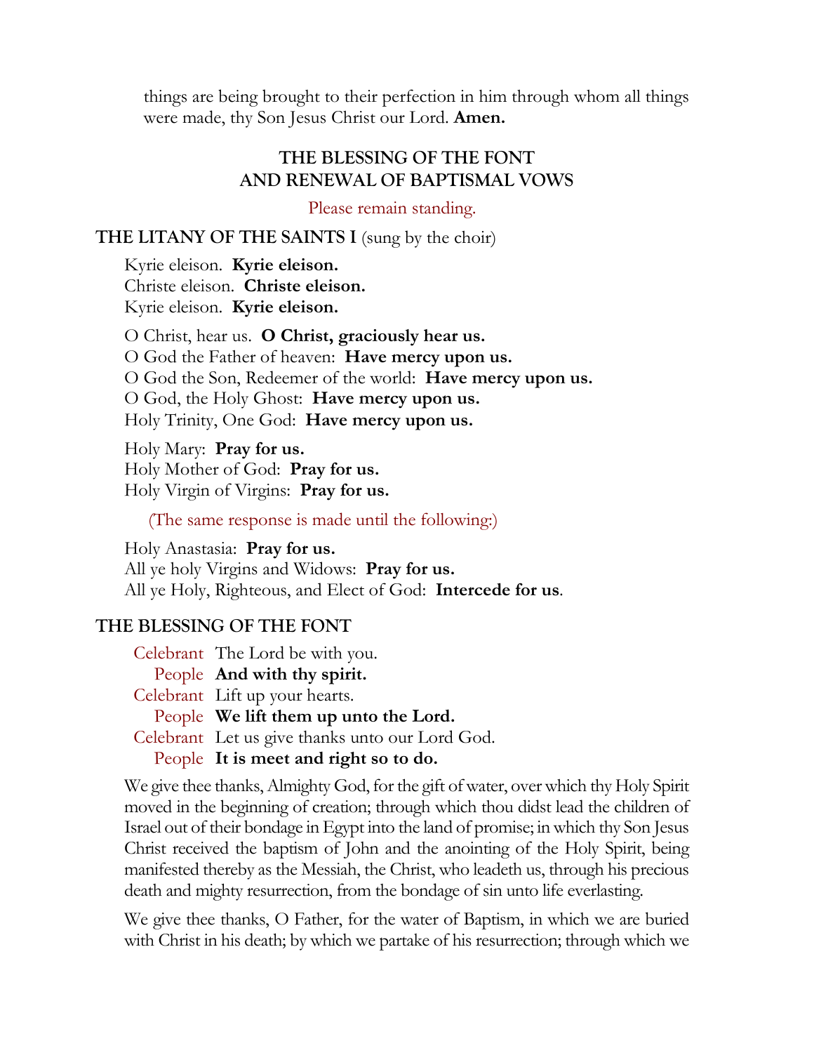things are being brought to their perfection in him through whom all things were made, thy Son Jesus Christ our Lord. **Amen.**

## THE BLESSING OF THE FONT AND RENEWAL OF BAPTISMAL VOWS

Please remain standing.

### THE LITANY OF THE SAINTS I (sung by the choir)

Kyrie eleison. **Kyrie eleison.**
Christe eleison. **Christe eleison.**
Kyrie eleison. **Kyrie eleison.**

O Christ, hear us. **O Christ, graciously hear us.**
O God the Father of heaven: **Have mercy upon us.**
O God the Son, Redeemer of the world: **Have mercy upon us.**
O God, the Holy Ghost: **Have mercy upon us.**
Holy Trinity, One God: **Have mercy upon us.**

Holy Mary: **Pray for us.**
Holy Mother of God: **Pray for us.**
Holy Virgin of Virgins: **Pray for us.**

(The same response is made until the following:)

Holy Anastasia: **Pray for us.**
All ye holy Virgins and Widows: **Pray for us.**
All ye Holy, Righteous, and Elect of God: **Intercede for us**.

### THE BLESSING OF THE FONT

Celebrant: The Lord be with you.
People: **And with thy spirit.**
Celebrant: Lift up your hearts.
People: **We lift them up unto the Lord.**
Celebrant: Let us give thanks unto our Lord God.
People: **It is meet and right so to do.**

We give thee thanks, Almighty God, for the gift of water, over which thy Holy Spirit moved in the beginning of creation; through which thou didst lead the children of Israel out of their bondage in Egypt into the land of promise; in which thy Son Jesus Christ received the baptism of John and the anointing of the Holy Spirit, being manifested thereby as the Messiah, the Christ, who leadeth us, through his precious death and mighty resurrection, from the bondage of sin unto life everlasting.

We give thee thanks, O Father, for the water of Baptism, in which we are buried with Christ in his death; by which we partake of his resurrection; through which we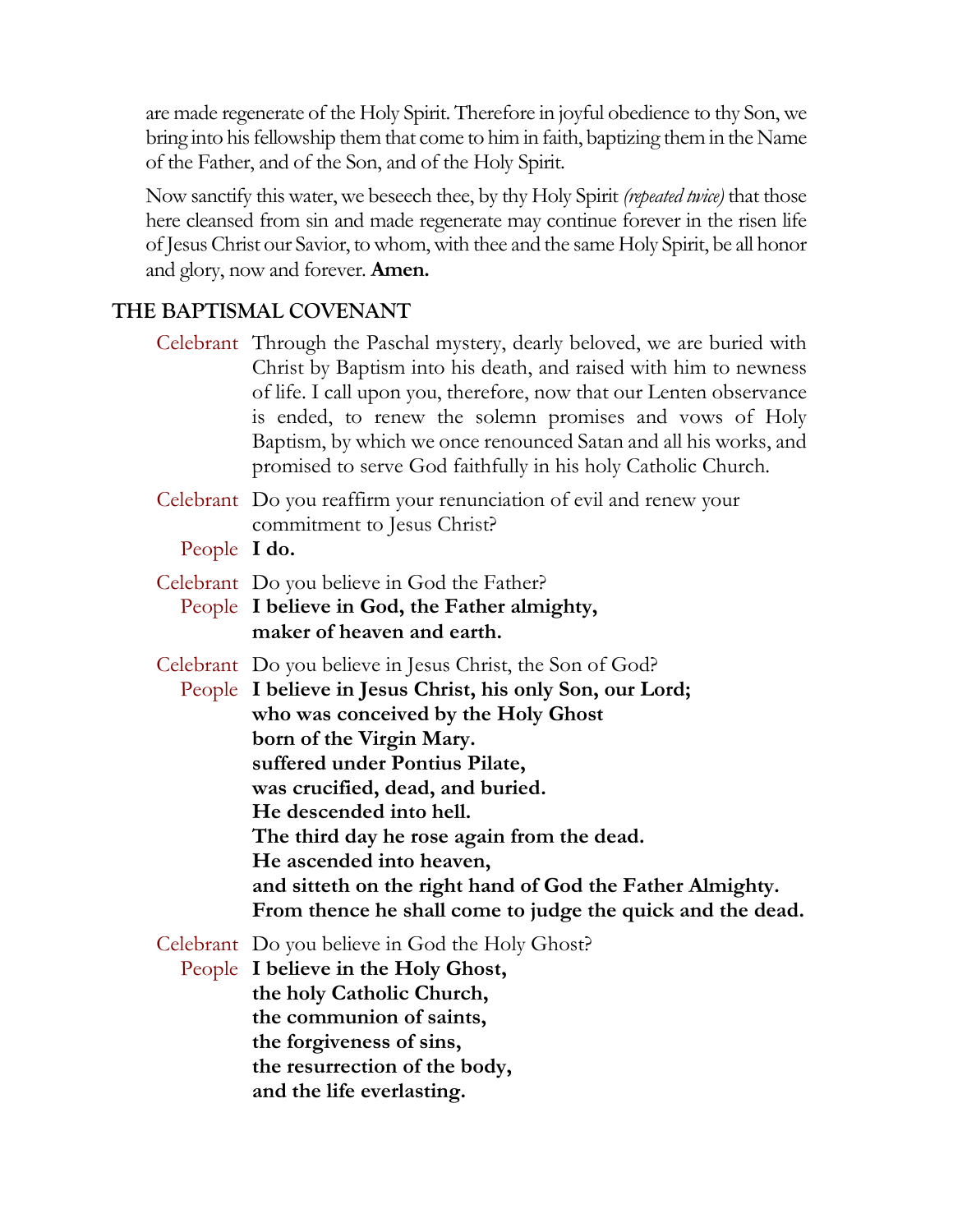are made regenerate of the Holy Spirit. Therefore in joyful obedience to thy Son, we bring into his fellowship them that come to him in faith, baptizing them in the Name of the Father, and of the Son, and of the Holy Spirit.

Now sanctify this water, we beseech thee, by thy Holy Spirit *(repeated twice)* that those here cleansed from sin and made regenerate may continue forever in the risen life of Jesus Christ our Savior, to whom, with thee and the same Holy Spirit, be all honor and glory, now and forever. **Amen.**

## THE BAPTISMAL COVENANT

Celebrant: Through the Paschal mystery, dearly beloved, we are buried with Christ by Baptism into his death, and raised with him to newness of life. I call upon you, therefore, now that our Lenten observance is ended, to renew the solemn promises and vows of Holy Baptism, by which we once renounced Satan and all his works, and promised to serve God faithfully in his holy Catholic Church.

Celebrant: Do you reaffirm your renunciation of evil and renew your commitment to Jesus Christ?

People: **I do.**

Celebrant: Do you believe in God the Father?

People: **I believe in God, the Father almighty,**
**maker of heaven and earth.**

Celebrant: Do you believe in Jesus Christ, the Son of God?

People: **I believe in Jesus Christ, his only Son, our Lord;**
**who was conceived by the Holy Ghost**
**born of the Virgin Mary.**
**suffered under Pontius Pilate,**
**was crucified, dead, and buried.**
**He descended into hell.**
**The third day he rose again from the dead.**
**He ascended into heaven,**
**and sitteth on the right hand of God the Father Almighty.**
**From thence he shall come to judge the quick and the dead.**

Celebrant: Do you believe in God the Holy Ghost?

People: **I believe in the Holy Ghost,**
**the holy Catholic Church,**
**the communion of saints,**
**the forgiveness of sins,**
**the resurrection of the body,**
**and the life everlasting.**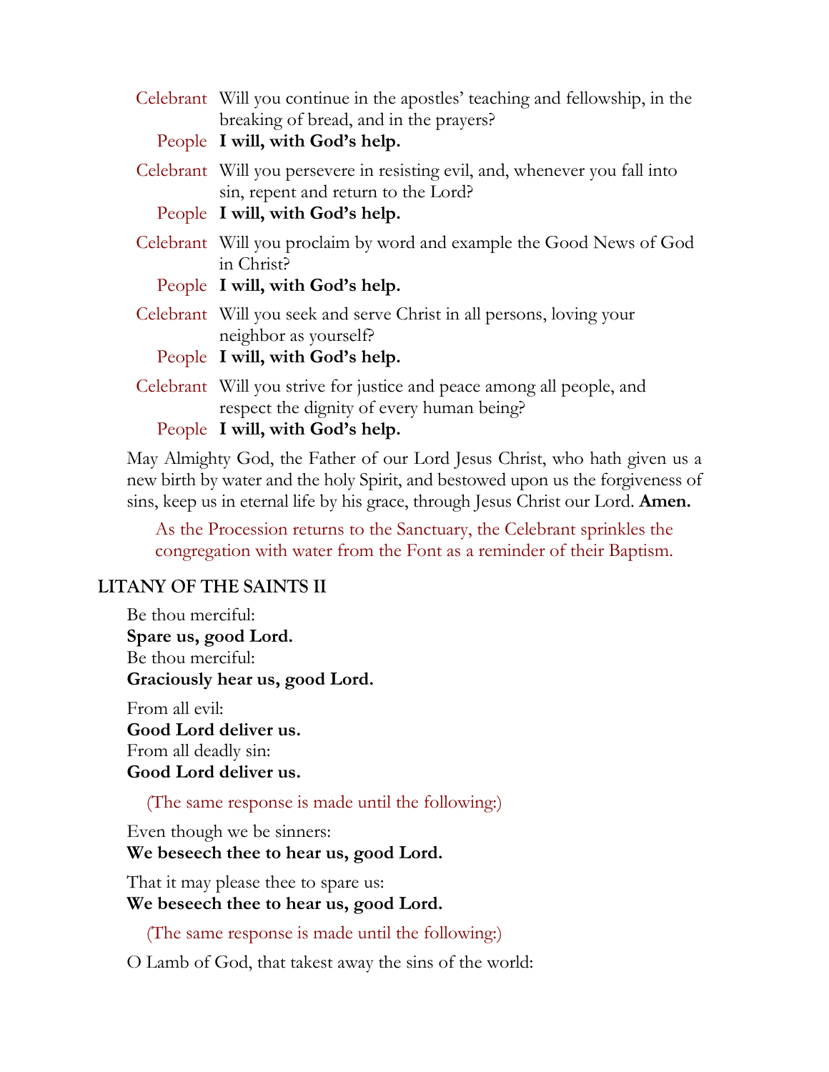Celebrant Will you continue in the apostles' teaching and fellowship, in the breaking of bread, and in the prayers?

People **I will, with God's help.**

Celebrant Will you persevere in resisting evil, and, whenever you fall into sin, repent and return to the Lord?

People **I will, with God's help.**

Celebrant Will you proclaim by word and example the Good News of God in Christ?

People **I will, with God's help.**

Celebrant Will you seek and serve Christ in all persons, loving your neighbor as yourself?

People **I will, with God's help.**

Celebrant Will you strive for justice and peace among all people, and respect the dignity of every human being?

People **I will, with God's help.**

May Almighty God, the Father of our Lord Jesus Christ, who hath given us a new birth by water and the holy Spirit, and bestowed upon us the forgiveness of sins, keep us in eternal life by his grace, through Jesus Christ our Lord. **Amen.**

As the Procession returns to the Sanctuary, the Celebrant sprinkles the congregation with water from the Font as a reminder of their Baptism.

## LITANY OF THE SAINTS II

Be thou merciful:
**Spare us, good Lord.**
Be thou merciful:
**Graciously hear us, good Lord.**

From all evil:
**Good Lord deliver us.**
From all deadly sin:
**Good Lord deliver us.**

(The same response is made until the following:)

Even though we be sinners:
**We beseech thee to hear us, good Lord.**

That it may please thee to spare us:
**We beseech thee to hear us, good Lord.**

(The same response is made until the following:)

O Lamb of God, that takest away the sins of the world: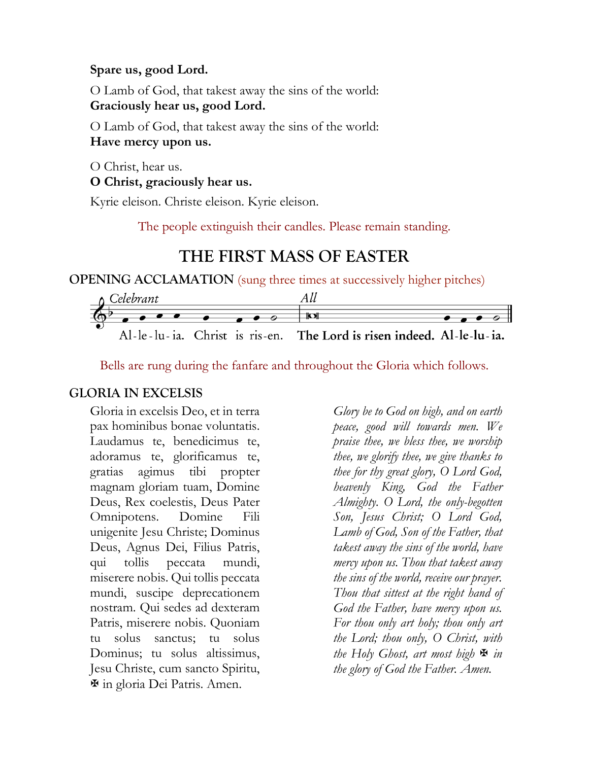**Spare us, good Lord.**

O Lamb of God, that takest away the sins of the world:
**Graciously hear us, good Lord.**

O Lamb of God, that takest away the sins of the world:
**Have mercy upon us.**

O Christ, hear us.
**O Christ, graciously hear us.**

Kyrie eleison. Christe eleison. Kyrie eleison.

The people extinguish their candles. Please remain standing.

# THE FIRST MASS OF EASTER

**OPENING ACCLAMATION** (sung three times at successively higher pitches)

*Celebrant* Al-le-lu-ia. Christ is ris-en. *All* **The Lord is risen indeed. Al-le-lu-ia.**

Bells are rung during the fanfare and throughout the Gloria which follows.

**GLORIA IN EXCELSIS**

Gloria in excelsis Deo, et in terra pax hominibus bonae voluntatis. Laudamus te, benedicimus te, adoramus te, glorificamus te, gratias agimus tibi propter magnam gloriam tuam, Domine Deus, Rex coelestis, Deus Pater Omnipotens. Domine Fili unigenite Jesu Christe; Dominus Deus, Agnus Dei, Filius Patris, qui tollis peccata mundi, miserere nobis. Qui tollis peccata mundi, suscipe deprecationem nostram. Qui sedes ad dexteram Patris, miserere nobis. Quoniam tu solus sanctus; tu solus Dominus; tu solus altissimus, Jesu Christe, cum sancto Spiritu, ✠ in gloria Dei Patris. Amen.

*Glory be to God on high, and on earth peace, good will towards men. We praise thee, we bless thee, we worship thee, we glorify thee, we give thanks to thee for thy great glory, O Lord God, heavenly King, God the Father Almighty. O Lord, the only-begotten Son, Jesus Christ; O Lord God, Lamb of God, Son of the Father, that takest away the sins of the world, have mercy upon us. Thou that takest away the sins of the world, receive our prayer. Thou that sittest at the right hand of God the Father, have mercy upon us. For thou only art holy; thou only art the Lord; thou only, O Christ, with the Holy Ghost, art most high ✠ in the glory of God the Father. Amen.*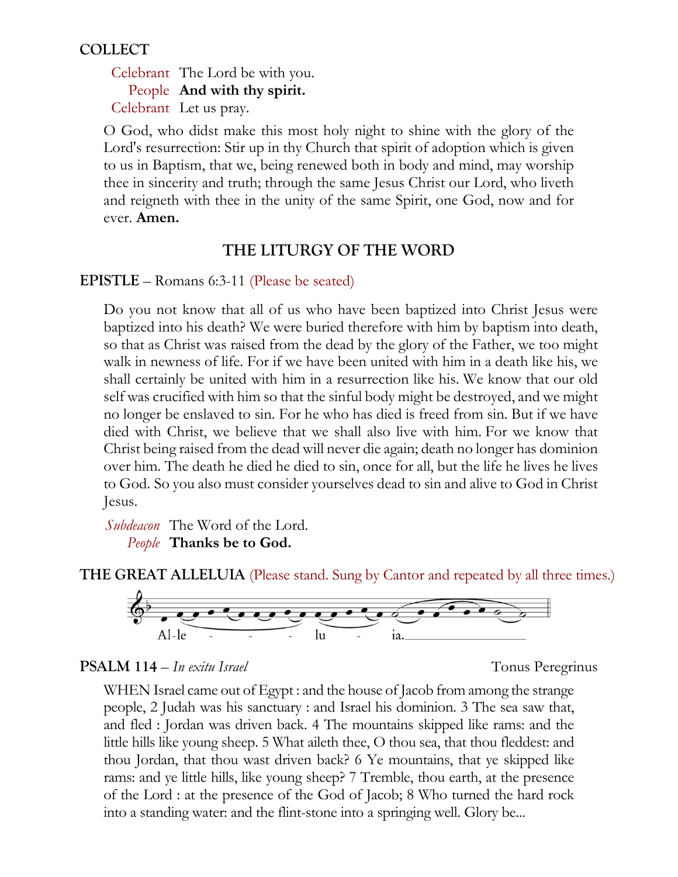**COLLECT**

Celebrant The Lord be with you.
People **And with thy spirit.**
Celebrant Let us pray.

O God, who didst make this most holy night to shine with the glory of the Lord's resurrection: Stir up in thy Church that spirit of adoption which is given to us in Baptism, that we, being renewed both in body and mind, may worship thee in sincerity and truth; through the same Jesus Christ our Lord, who liveth and reigneth with thee in the unity of the same Spirit, one God, now and for ever. **Amen.**

## THE LITURGY OF THE WORD

**EPISTLE** – Romans 6:3-11 (Please be seated)

Do you not know that all of us who have been baptized into Christ Jesus were baptized into his death? We were buried therefore with him by baptism into death, so that as Christ was raised from the dead by the glory of the Father, we too might walk in newness of life. For if we have been united with him in a death like his, we shall certainly be united with him in a resurrection like his. We know that our old self was crucified with him so that the sinful body might be destroyed, and we might no longer be enslaved to sin. For he who has died is freed from sin. But if we have died with Christ, we believe that we shall also live with him. For we know that Christ being raised from the dead will never die again; death no longer has dominion over him. The death he died he died to sin, once for all, but the life he lives he lives to God. So you also must consider yourselves dead to sin and alive to God in Christ Jesus.

*Subdeacon* The Word of the Lord.
*People* **Thanks be to God.**

**THE GREAT ALLELUIA** (Please stand. Sung by Cantor and repeated by all three times.)

Al-le - - - lu - ia.

**PSALM 114** – *In exitu Israel* Tonus Peregrinus

WHEN Israel came out of Egypt : and the house of Jacob from among the strange people, 2 Judah was his sanctuary : and Israel his dominion. 3 The sea saw that, and fled : Jordan was driven back. 4 The mountains skipped like rams: and the little hills like young sheep. 5 What aileth thee, O thou sea, that thou fleddest: and thou Jordan, that thou wast driven back? 6 Ye mountains, that ye skipped like rams: and ye little hills, like young sheep? 7 Tremble, thou earth, at the presence of the Lord : at the presence of the God of Jacob; 8 Who turned the hard rock into a standing water: and the flint-stone into a springing well. Glory be...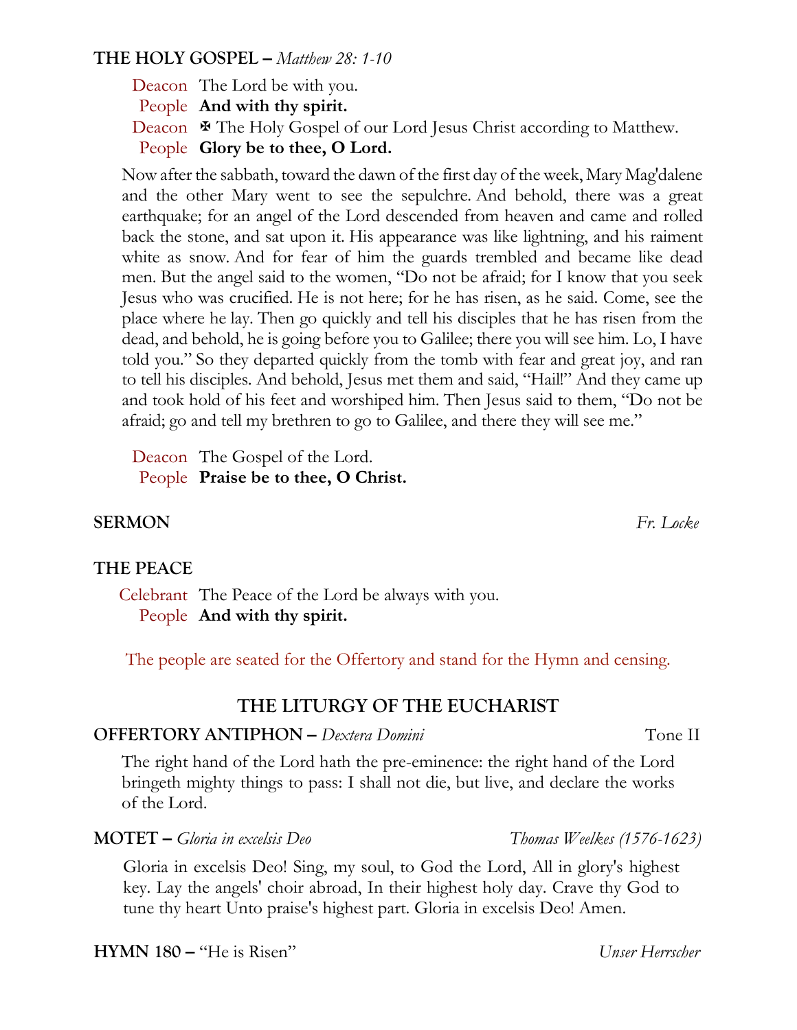**THE HOLY GOSPEL –** *Matthew 28: 1-10*

Deacon The Lord be with you.
People **And with thy spirit.**
Deacon ✠ The Holy Gospel of our Lord Jesus Christ according to Matthew.
People **Glory be to thee, O Lord.**

Now after the sabbath, toward the dawn of the first day of the week, Mary Mag'dalene and the other Mary went to see the sepulchre. And behold, there was a great earthquake; for an angel of the Lord descended from heaven and came and rolled back the stone, and sat upon it. His appearance was like lightning, and his raiment white as snow. And for fear of him the guards trembled and became like dead men. But the angel said to the women, "Do not be afraid; for I know that you seek Jesus who was crucified. He is not here; for he has risen, as he said. Come, see the place where he lay. Then go quickly and tell his disciples that he has risen from the dead, and behold, he is going before you to Galilee; there you will see him. Lo, I have told you." So they departed quickly from the tomb with fear and great joy, and ran to tell his disciples. And behold, Jesus met them and said, "Hail!" And they came up and took hold of his feet and worshiped him. Then Jesus said to them, "Do not be afraid; go and tell my brethren to go to Galilee, and there they will see me."

Deacon The Gospel of the Lord.
People **Praise be to thee, O Christ.**

**SERMON** *Fr. Locke*

**THE PEACE**

Celebrant The Peace of the Lord be always with you.
People **And with thy spirit.**

The people are seated for the Offertory and stand for the Hymn and censing.

## THE LITURGY OF THE EUCHARIST

**OFFERTORY ANTIPHON –** *Dextera Domini* Tone II

The right hand of the Lord hath the pre-eminence: the right hand of the Lord bringeth mighty things to pass: I shall not die, but live, and declare the works of the Lord.

**MOTET –** *Gloria in excelsis Deo* *Thomas Weelkes (1576-1623)*

Gloria in excelsis Deo! Sing, my soul, to God the Lord, All in glory's highest key. Lay the angels' choir abroad, In their highest holy day. Crave thy God to tune thy heart Unto praise's highest part. Gloria in excelsis Deo! Amen.

**HYMN 180 –** "He is Risen" *Unser Herrscher*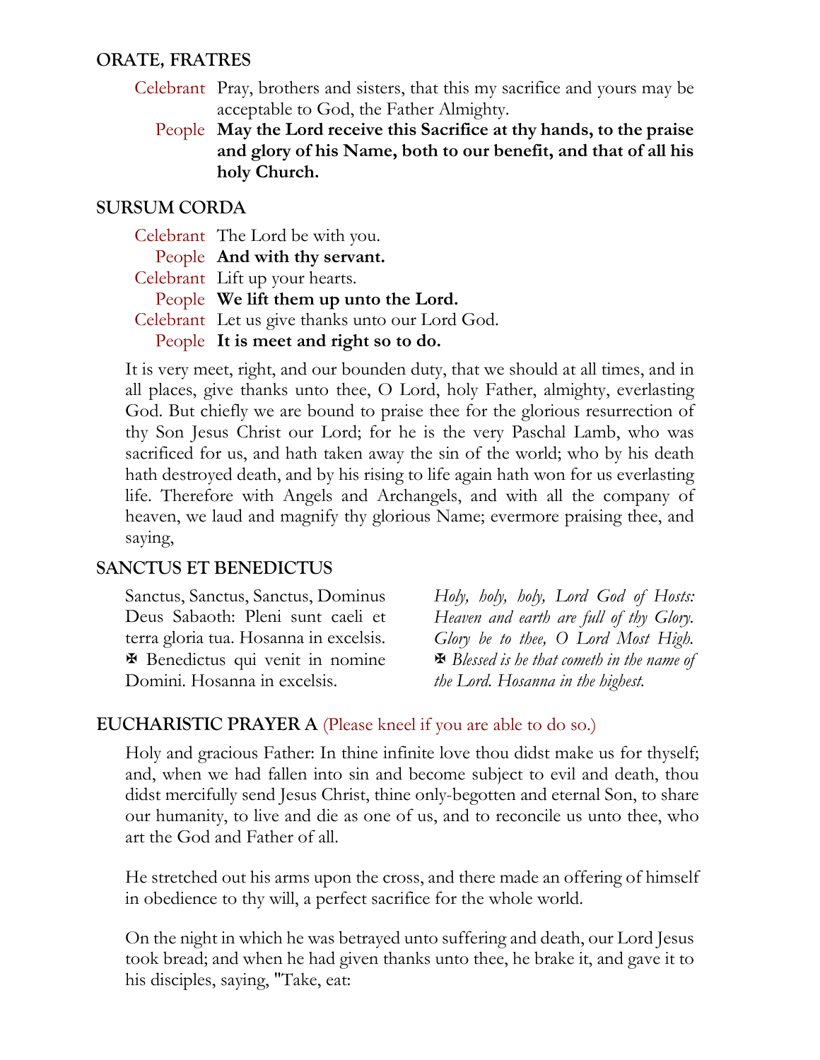## ORATE, FRATRES

Celebrant Pray, brothers and sisters, that this my sacrifice and yours may be acceptable to God, the Father Almighty.

People **May the Lord receive this Sacrifice at thy hands, to the praise and glory of his Name, both to our benefit, and that of all his holy Church.**

## SURSUM CORDA

Celebrant The Lord be with you.

People **And with thy servant.**

Celebrant Lift up your hearts.

People **We lift them up unto the Lord.**

Celebrant Let us give thanks unto our Lord God.

People **It is meet and right so to do.**

It is very meet, right, and our bounden duty, that we should at all times, and in all places, give thanks unto thee, O Lord, holy Father, almighty, everlasting God. But chiefly we are bound to praise thee for the glorious resurrection of thy Son Jesus Christ our Lord; for he is the very Paschal Lamb, who was sacrificed for us, and hath taken away the sin of the world; who by his death hath destroyed death, and by his rising to life again hath won for us everlasting life. Therefore with Angels and Archangels, and with all the company of heaven, we laud and magnify thy glorious Name; evermore praising thee, and saying,

## SANCTUS ET BENEDICTUS

Sanctus, Sanctus, Sanctus, Dominus Deus Sabaoth: Pleni sunt caeli et terra gloria tua. Hosanna in excelsis. ✠ Benedictus qui venit in nomine Domini. Hosanna in excelsis.

*Holy, holy, holy, Lord God of Hosts: Heaven and earth are full of thy Glory. Glory be to thee, O Lord Most High. ✠ Blessed is he that cometh in the name of the Lord. Hosanna in the highest.*

## EUCHARISTIC PRAYER A (Please kneel if you are able to do so.)

Holy and gracious Father: In thine infinite love thou didst make us for thyself; and, when we had fallen into sin and become subject to evil and death, thou didst mercifully send Jesus Christ, thine only-begotten and eternal Son, to share our humanity, to live and die as one of us, and to reconcile us unto thee, who art the God and Father of all.

He stretched out his arms upon the cross, and there made an offering of himself in obedience to thy will, a perfect sacrifice for the whole world.

On the night in which he was betrayed unto suffering and death, our Lord Jesus took bread; and when he had given thanks unto thee, he brake it, and gave it to his disciples, saying, "Take, eat: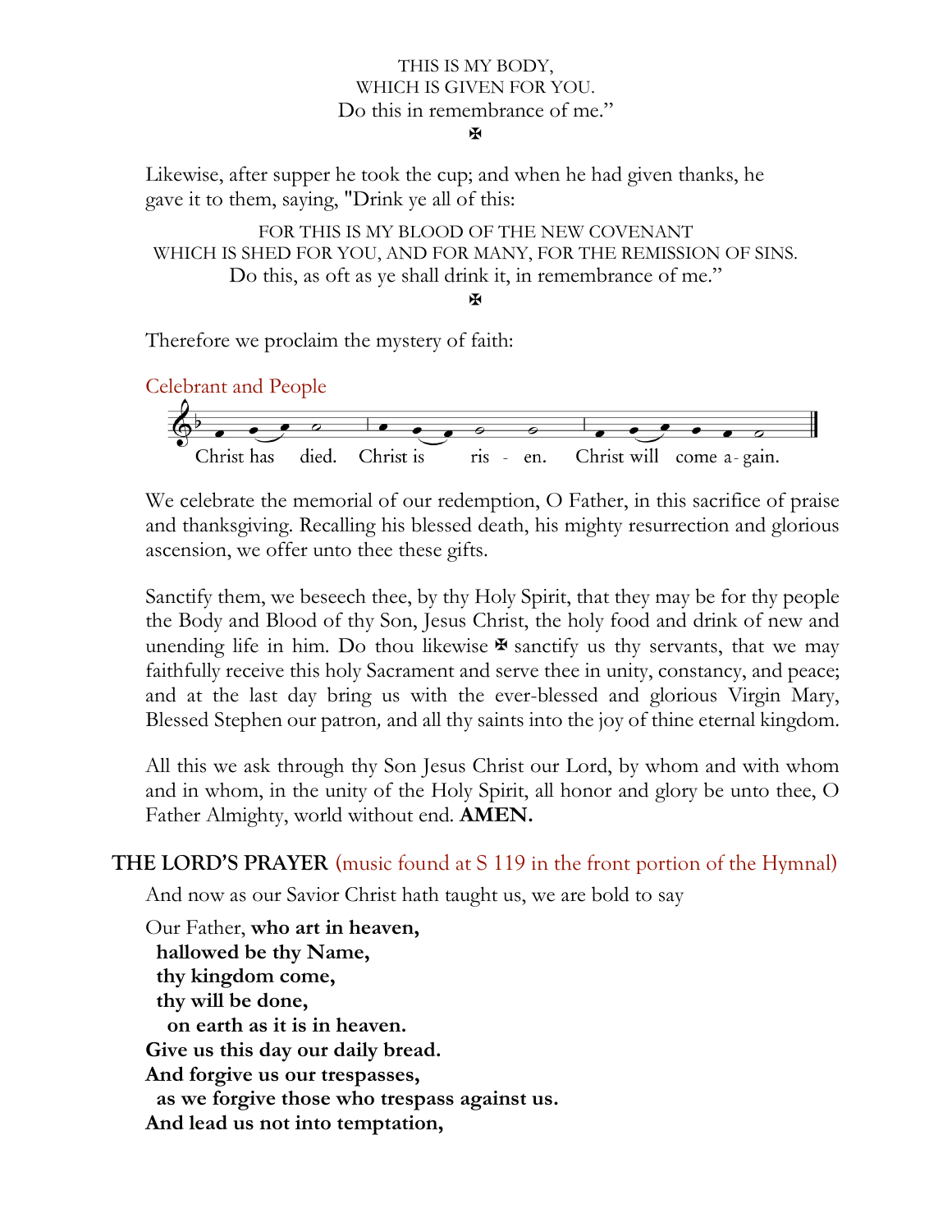THIS IS MY BODY,
WHICH IS GIVEN FOR YOU.
Do this in remembrance of me."
✠

Likewise, after supper he took the cup; and when he had given thanks, he gave it to them, saying, "Drink ye all of this:

FOR THIS IS MY BLOOD OF THE NEW COVENANT
WHICH IS SHED FOR YOU, AND FOR MANY, FOR THE REMISSION OF SINS.
Do this, as oft as ye shall drink it, in remembrance of me."
✠

Therefore we proclaim the mystery of faith:

Celebrant and People

Christ has died. Christ is ris - en. Christ will come a- gain.

We celebrate the memorial of our redemption, O Father, in this sacrifice of praise and thanksgiving. Recalling his blessed death, his mighty resurrection and glorious ascension, we offer unto thee these gifts.

Sanctify them, we beseech thee, by thy Holy Spirit, that they may be for thy people the Body and Blood of thy Son, Jesus Christ, the holy food and drink of new and unending life in him. Do thou likewise ✠ sanctify us thy servants, that we may faithfully receive this holy Sacrament and serve thee in unity, constancy, and peace; and at the last day bring us with the ever-blessed and glorious Virgin Mary, Blessed Stephen our patron, and all thy saints into the joy of thine eternal kingdom.

All this we ask through thy Son Jesus Christ our Lord, by whom and with whom and in whom, in the unity of the Holy Spirit, all honor and glory be unto thee, O Father Almighty, world without end. **AMEN.**

## THE LORD'S PRAYER (music found at S 119 in the front portion of the Hymnal)

And now as our Savior Christ hath taught us, we are bold to say

Our Father, **who art in heaven,**
**hallowed be thy Name,**
**thy kingdom come,**
**thy will be done,**
**on earth as it is in heaven.**
**Give us this day our daily bread.**
**And forgive us our trespasses,**
**as we forgive those who trespass against us.**
**And lead us not into temptation,**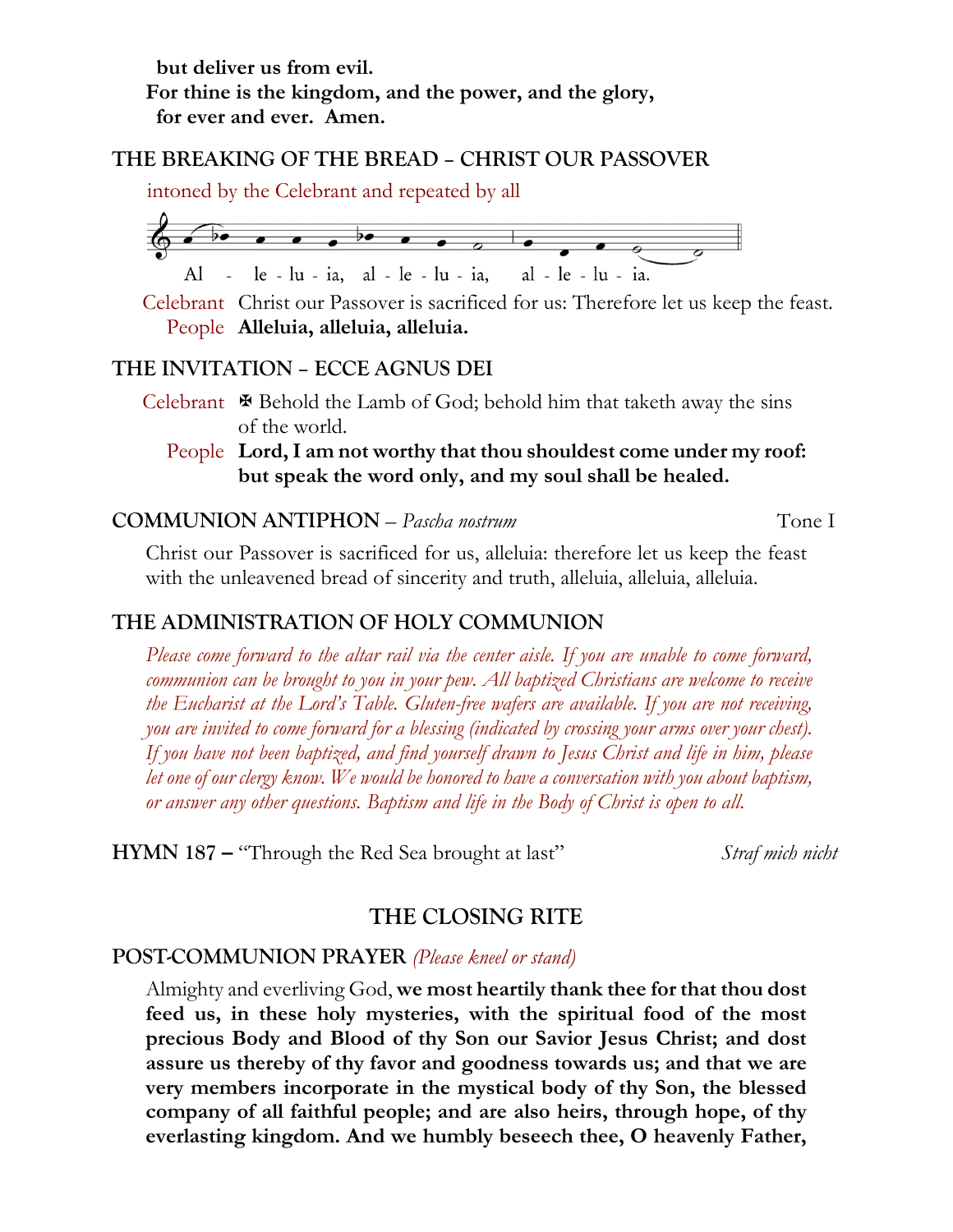**but deliver us from evil.**
**For thine is the kingdom, and the power, and the glory, for ever and ever. Amen.**

### THE BREAKING OF THE BREAD – CHRIST OUR PASSOVER

*intoned by the Celebrant and repeated by all*

Al - le - lu - ia, al - le - lu - ia, al - le - lu - ia.

Celebrant Christ our Passover is sacrificed for us: Therefore let us keep the feast.
People **Alleluia, alleluia, alleluia.**

### THE INVITATION – ECCE AGNUS DEI

Celebrant ✠ Behold the Lamb of God; behold him that taketh away the sins of the world.
People **Lord, I am not worthy that thou shouldest come under my roof: but speak the word only, and my soul shall be healed.**

### COMMUNION ANTIPHON – *Pascha nostrum* Tone I

Christ our Passover is sacrificed for us, alleluia: therefore let us keep the feast with the unleavened bread of sincerity and truth, alleluia, alleluia, alleluia.

### THE ADMINISTRATION OF HOLY COMMUNION

*Please come forward to the altar rail via the center aisle. If you are unable to come forward, communion can be brought to you in your pew. All baptized Christians are welcome to receive the Eucharist at the Lord's Table. Gluten-free wafers are available. If you are not receiving, you are invited to come forward for a blessing (indicated by crossing your arms over your chest). If you have not been baptized, and find yourself drawn to Jesus Christ and life in him, please let one of our clergy know. We would be honored to have a conversation with you about baptism, or answer any other questions. Baptism and life in the Body of Christ is open to all.*

**HYMN 187 –** "Through the Red Sea brought at last" *Straf mich nicht*

## THE CLOSING RITE

### POST-COMMUNION PRAYER *(Please kneel or stand)*

Almighty and everliving God, **we most heartily thank thee for that thou dost feed us, in these holy mysteries, with the spiritual food of the most precious Body and Blood of thy Son our Savior Jesus Christ; and dost assure us thereby of thy favor and goodness towards us; and that we are very members incorporate in the mystical body of thy Son, the blessed company of all faithful people; and are also heirs, through hope, of thy everlasting kingdom. And we humbly beseech thee, O heavenly Father,**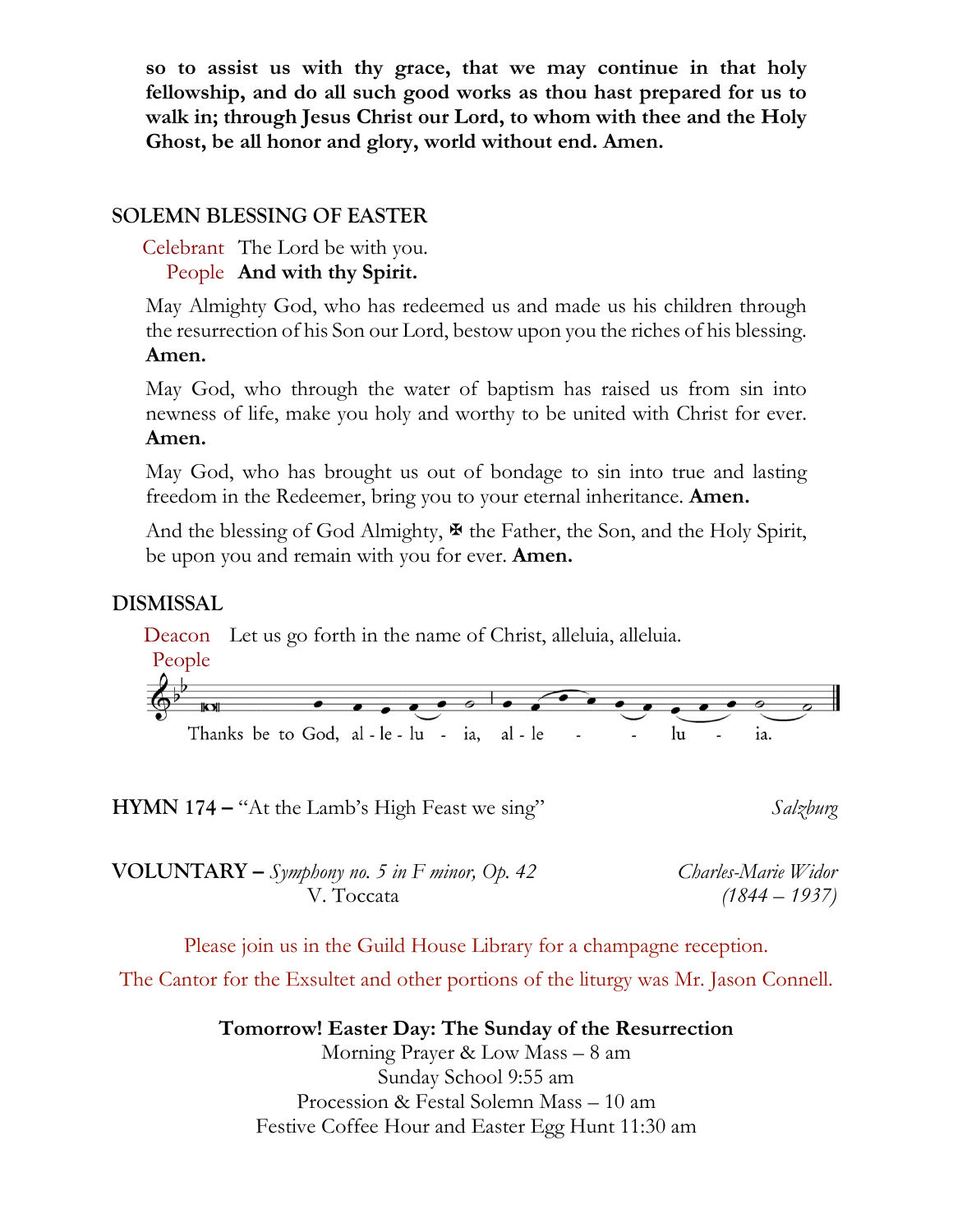**so to assist us with thy grace, that we may continue in that holy fellowship, and do all such good works as thou hast prepared for us to walk in; through Jesus Christ our Lord, to whom with thee and the Holy Ghost, be all honor and glory, world without end. Amen.**

## SOLEMN BLESSING OF EASTER

Celebrant The Lord be with you.
People **And with thy Spirit.**

May Almighty God, who has redeemed us and made us his children through the resurrection of his Son our Lord, bestow upon you the riches of his blessing. **Amen.**

May God, who through the water of baptism has raised us from sin into newness of life, make you holy and worthy to be united with Christ for ever. **Amen.**

May God, who has brought us out of bondage to sin into true and lasting freedom in the Redeemer, bring you to your eternal inheritance. **Amen.**

And the blessing of God Almighty, ✠ the Father, the Son, and the Holy Spirit, be upon you and remain with you for ever. **Amen.**

## DISMISSAL

Deacon Let us go forth in the name of Christ, alleluia, alleluia.
People

Thanks be to God, al - le - lu - ia, al - le - - lu - ia.

**HYMN 174 –** "At the Lamb's High Feast we sing" *Salzburg*

**VOLUNTARY –** *Symphony no. 5 in F minor, Op. 42* V. Toccata *Charles-Marie Widor (1844 – 1937)*

Please join us in the Guild House Library for a champagne reception.

The Cantor for the Exsultet and other portions of the liturgy was Mr. Jason Connell.

**Tomorrow! Easter Day: The Sunday of the Resurrection**
Morning Prayer & Low Mass – 8 am
Sunday School 9:55 am
Procession & Festal Solemn Mass – 10 am
Festive Coffee Hour and Easter Egg Hunt 11:30 am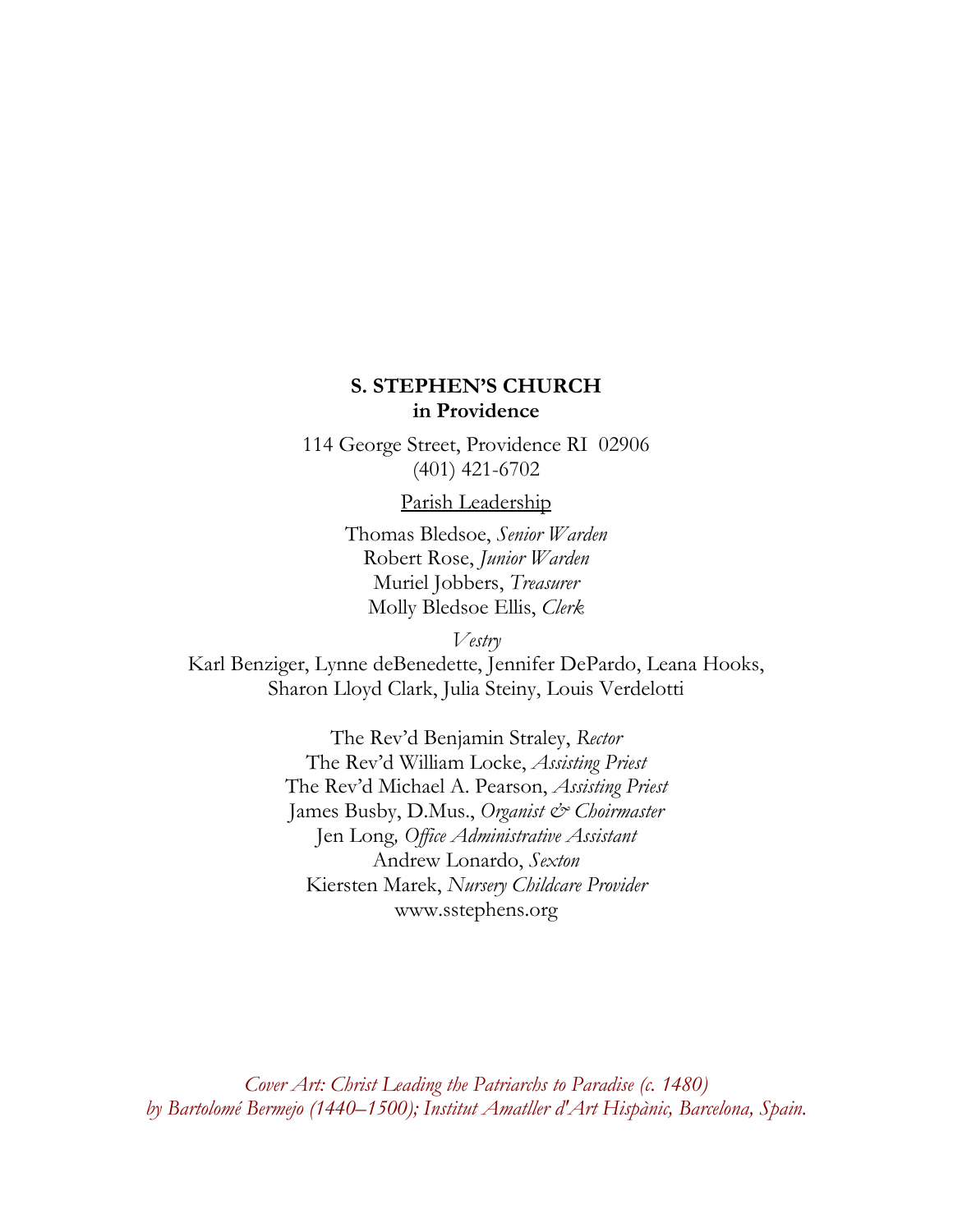**S. STEPHEN'S CHURCH**
**in Providence**

114 George Street, Providence RI 02906
(401) 421-6702

Parish Leadership

Thomas Bledsoe, *Senior Warden*
Robert Rose, *Junior Warden*
Muriel Jobbers, *Treasurer*
Molly Bledsoe Ellis, *Clerk*

*Vestry*
Karl Benziger, Lynne deBenedette, Jennifer DePardo, Leana Hooks,
Sharon Lloyd Clark, Julia Steiny, Louis Verdelotti

The Rev'd Benjamin Straley, *Rector*
The Rev'd William Locke, *Assisting Priest*
The Rev'd Michael A. Pearson, *Assisting Priest*
James Busby, D.Mus., *Organist & Choirmaster*
Jen Long, *Office Administrative Assistant*
Andrew Lonardo, *Sexton*
Kiersten Marek, *Nursery Childcare Provider*
www.sstephens.org

*Cover Art: Christ Leading the Patriarchs to Paradise (c. 1480)*
*by Bartolomé Bermejo (1440–1500); Institut Amatller d'Art Hispànic, Barcelona, Spain.*